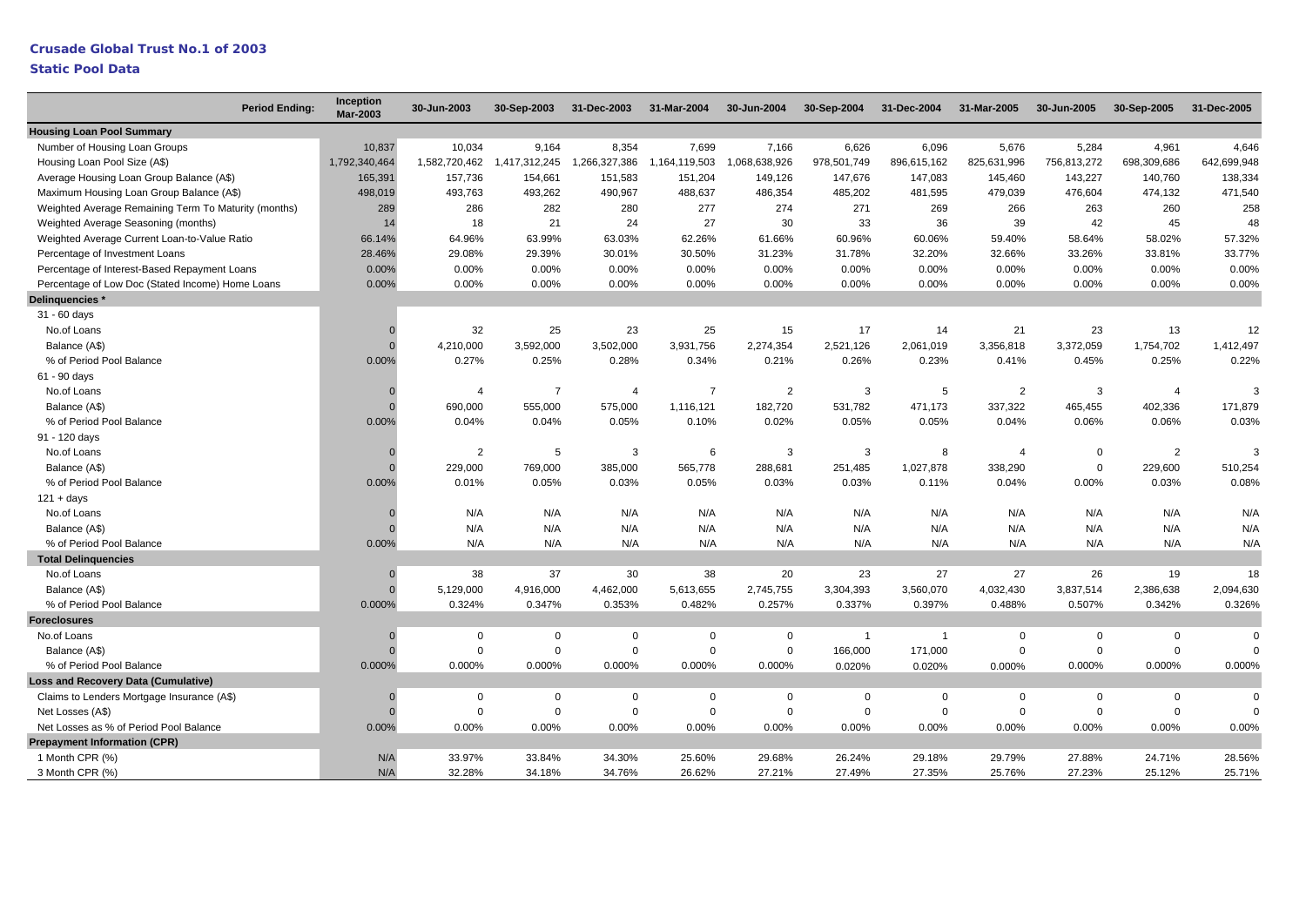# Crusade Global Trust No.1 of 2003

## Static Pool Data

| Period Ending: | Inception Mar-2003 | 30-Jun-2003 | 30-Sep-2003 | 31-Dec-2003 | 31-Mar-2004 | 30-Jun-2004 | 30-Sep-2004 | 31-Dec-2004 | 31-Mar-2005 | 30-Jun-2005 | 30-Sep-2005 | 31-Dec-2005 |
|---|---|---|---|---|---|---|---|---|---|---|---|---|
| **Housing Loan Pool Summary** | | | | | | | | | | | | |
| Number of Housing Loan Groups | 10,837 | 10,034 | 9,164 | 8,354 | 7,699 | 7,166 | 6,626 | 6,096 | 5,676 | 5,284 | 4,961 | 4,646 |
| Housing Loan Pool Size (A$) | 1,792,340,464 | 1,582,720,462 | 1,417,312,245 | 1,266,327,386 | 1,164,119,503 | 1,068,638,926 | 978,501,749 | 896,615,162 | 825,631,996 | 756,813,272 | 698,309,686 | 642,699,948 |
| Average Housing Loan Group Balance (A$) | 165,391 | 157,736 | 154,661 | 151,583 | 151,204 | 149,126 | 147,676 | 147,083 | 145,460 | 143,227 | 140,760 | 138,334 |
| Maximum Housing Loan Group Balance (A$) | 498,019 | 493,763 | 493,262 | 490,967 | 488,637 | 486,354 | 485,202 | 481,595 | 479,039 | 476,604 | 474,132 | 471,540 |
| Weighted Average Remaining Term To Maturity (months) | 289 | 286 | 282 | 280 | 277 | 274 | 271 | 269 | 266 | 263 | 260 | 258 |
| Weighted Average Seasoning (months) | 14 | 18 | 21 | 24 | 27 | 30 | 33 | 36 | 39 | 42 | 45 | 48 |
| Weighted Average Current Loan-to-Value Ratio | 66.14% | 64.96% | 63.99% | 63.03% | 62.26% | 61.66% | 60.96% | 60.06% | 59.40% | 58.64% | 58.02% | 57.32% |
| Percentage of Investment Loans | 28.46% | 29.08% | 29.39% | 30.01% | 30.50% | 31.23% | 31.78% | 32.20% | 32.66% | 33.26% | 33.81% | 33.77% |
| Percentage of Interest-Based Repayment Loans | 0.00% | 0.00% | 0.00% | 0.00% | 0.00% | 0.00% | 0.00% | 0.00% | 0.00% | 0.00% | 0.00% | 0.00% |
| Percentage of Low Doc (Stated Income) Home Loans | 0.00% | 0.00% | 0.00% | 0.00% | 0.00% | 0.00% | 0.00% | 0.00% | 0.00% | 0.00% | 0.00% | 0.00% |
| **Delinquencies *** | | | | | | | | | | | | |
| 31 - 60 days | | | | | | | | | | | | |
| No.of Loans | 0 | 32 | 25 | 23 | 25 | 15 | 17 | 14 | 21 | 23 | 13 | 12 |
| Balance (A$) | 0 | 4,210,000 | 3,592,000 | 3,502,000 | 3,931,756 | 2,274,354 | 2,521,126 | 2,061,019 | 3,356,818 | 3,372,059 | 1,754,702 | 1,412,497 |
| % of Period Pool Balance | 0.00% | 0.27% | 0.25% | 0.28% | 0.34% | 0.21% | 0.26% | 0.23% | 0.41% | 0.45% | 0.25% | 0.22% |
| 61 - 90 days | | | | | | | | | | | | |
| No.of Loans | 0 | 4 | 7 | 4 | 7 | 2 | 3 | 5 | 2 | 3 | 4 | 3 |
| Balance (A$) | 0 | 690,000 | 555,000 | 575,000 | 1,116,121 | 182,720 | 531,782 | 471,173 | 337,322 | 465,455 | 402,336 | 171,879 |
| % of Period Pool Balance | 0.00% | 0.04% | 0.04% | 0.05% | 0.10% | 0.02% | 0.05% | 0.05% | 0.04% | 0.06% | 0.06% | 0.03% |
| 91 - 120 days | | | | | | | | | | | | |
| No.of Loans | 0 | 2 | 5 | 3 | 6 | 3 | 3 | 8 | 4 | 0 | 2 | 3 |
| Balance (A$) | 0 | 229,000 | 769,000 | 385,000 | 565,778 | 288,681 | 251,485 | 1,027,878 | 338,290 | 0 | 229,600 | 510,254 |
| % of Period Pool Balance | 0.00% | 0.01% | 0.05% | 0.03% | 0.05% | 0.03% | 0.03% | 0.11% | 0.04% | 0.00% | 0.03% | 0.08% |
| 121 + days | | | | | | | | | | | | |
| No.of Loans | 0 | N/A | N/A | N/A | N/A | N/A | N/A | N/A | N/A | N/A | N/A | N/A |
| Balance (A$) | 0 | N/A | N/A | N/A | N/A | N/A | N/A | N/A | N/A | N/A | N/A | N/A |
| % of Period Pool Balance | 0.00% | N/A | N/A | N/A | N/A | N/A | N/A | N/A | N/A | N/A | N/A | N/A |
| **Total Delinquencies** | | | | | | | | | | | | |
| No.of Loans | 0 | 38 | 37 | 30 | 38 | 20 | 23 | 27 | 27 | 26 | 19 | 18 |
| Balance (A$) | 0 | 5,129,000 | 4,916,000 | 4,462,000 | 5,613,655 | 2,745,755 | 3,304,393 | 3,560,070 | 4,032,430 | 3,837,514 | 2,386,638 | 2,094,630 |
| % of Period Pool Balance | 0.000% | 0.324% | 0.347% | 0.353% | 0.482% | 0.257% | 0.337% | 0.397% | 0.488% | 0.507% | 0.342% | 0.326% |
| **Foreclosures** | | | | | | | | | | | | |
| No.of Loans | 0 | 0 | 0 | 0 | 0 | 0 | 1 | 1 | 0 | 0 | 0 | 0 |
| Balance (A$) | 0 | 0 | 0 | 0 | 0 | 0 | 166,000 | 171,000 | 0 | 0 | 0 | 0 |
| % of Period Pool Balance | 0.000% | 0.000% | 0.000% | 0.000% | 0.000% | 0.000% | 0.020% | 0.020% | 0.000% | 0.000% | 0.000% | 0.000% |
| **Loss and Recovery Data (Cumulative)** | | | | | | | | | | | | |
| Claims to Lenders Mortgage Insurance (A$) | 0 | 0 | 0 | 0 | 0 | 0 | 0 | 0 | 0 | 0 | 0 | 0 |
| Net Losses (A$) | 0 | 0 | 0 | 0 | 0 | 0 | 0 | 0 | 0 | 0 | 0 | 0 |
| Net Losses as % of Period Pool Balance | 0.00% | 0.00% | 0.00% | 0.00% | 0.00% | 0.00% | 0.00% | 0.00% | 0.00% | 0.00% | 0.00% | 0.00% |
| **Prepayment Information (CPR)** | | | | | | | | | | | | |
| 1 Month CPR (%) | N/A | 33.97% | 33.84% | 34.30% | 25.60% | 29.68% | 26.24% | 29.18% | 29.79% | 27.88% | 24.71% | 28.56% |
| 3 Month CPR (%) | N/A | 32.28% | 34.18% | 34.76% | 26.62% | 27.21% | 27.49% | 27.35% | 25.76% | 27.23% | 25.12% | 25.71% |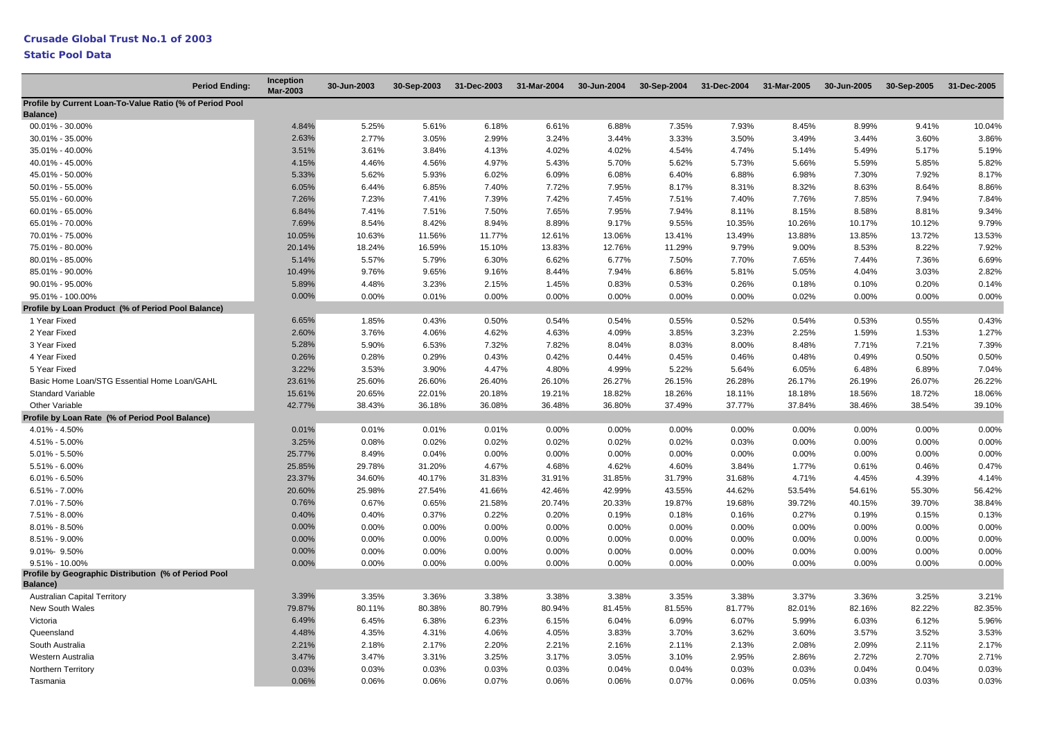# Crusade Global Trust No.1 of 2003

## Static Pool Data

| Period Ending: | Inception Mar-2003 | 30-Jun-2003 | 30-Sep-2003 | 31-Dec-2003 | 31-Mar-2004 | 30-Jun-2004 | 30-Sep-2004 | 31-Dec-2004 | 31-Mar-2005 | 30-Jun-2005 | 30-Sep-2005 | 31-Dec-2005 |
|---|---|---|---|---|---|---|---|---|---|---|---|---|
| **Profile by Current Loan-To-Value Ratio (% of Period Pool Balance)** | | | | | | | | | | | | |
| 00.01% - 30.00% | 4.84% | 5.25% | 5.61% | 6.18% | 6.61% | 6.88% | 7.35% | 7.93% | 8.45% | 8.99% | 9.41% | 10.04% |
| 30.01% - 35.00% | 2.63% | 2.77% | 3.05% | 2.99% | 3.24% | 3.44% | 3.33% | 3.50% | 3.49% | 3.44% | 3.60% | 3.86% |
| 35.01% - 40.00% | 3.51% | 3.61% | 3.84% | 4.13% | 4.02% | 4.02% | 4.54% | 4.74% | 5.14% | 5.49% | 5.17% | 5.19% |
| 40.01% - 45.00% | 4.15% | 4.46% | 4.56% | 4.97% | 5.43% | 5.70% | 5.62% | 5.73% | 5.66% | 5.59% | 5.85% | 5.82% |
| 45.01% - 50.00% | 5.33% | 5.62% | 5.93% | 6.02% | 6.09% | 6.08% | 6.40% | 6.88% | 6.98% | 7.30% | 7.92% | 8.17% |
| 50.01% - 55.00% | 6.05% | 6.44% | 6.85% | 7.40% | 7.72% | 7.95% | 8.17% | 8.31% | 8.32% | 8.63% | 8.64% | 8.86% |
| 55.01% - 60.00% | 7.26% | 7.23% | 7.41% | 7.39% | 7.42% | 7.45% | 7.51% | 7.40% | 7.76% | 7.85% | 7.94% | 7.84% |
| 60.01% - 65.00% | 6.84% | 7.41% | 7.51% | 7.50% | 7.65% | 7.95% | 7.94% | 8.11% | 8.15% | 8.58% | 8.81% | 9.34% |
| 65.01% - 70.00% | 7.69% | 8.54% | 8.42% | 8.94% | 8.89% | 9.17% | 9.55% | 10.35% | 10.26% | 10.17% | 10.12% | 9.79% |
| 70.01% - 75.00% | 10.05% | 10.63% | 11.56% | 11.77% | 12.61% | 13.06% | 13.41% | 13.49% | 13.88% | 13.85% | 13.72% | 13.53% |
| 75.01% - 80.00% | 20.14% | 18.24% | 16.59% | 15.10% | 13.83% | 12.76% | 11.29% | 9.79% | 9.00% | 8.53% | 8.22% | 7.92% |
| 80.01% - 85.00% | 5.14% | 5.57% | 5.79% | 6.30% | 6.62% | 6.77% | 7.50% | 7.70% | 7.65% | 7.44% | 7.36% | 6.69% |
| 85.01% - 90.00% | 10.49% | 9.76% | 9.65% | 9.16% | 8.44% | 7.94% | 6.86% | 5.81% | 5.05% | 4.04% | 3.03% | 2.82% |
| 90.01% - 95.00% | 5.89% | 4.48% | 3.23% | 2.15% | 1.45% | 0.83% | 0.53% | 0.26% | 0.18% | 0.10% | 0.20% | 0.14% |
| 95.01% - 100.00% | 0.00% | 0.00% | 0.01% | 0.00% | 0.00% | 0.00% | 0.00% | 0.00% | 0.02% | 0.00% | 0.00% | 0.00% |
| **Profile by Loan Product (% of Period Pool Balance)** | | | | | | | | | | | | |
| 1 Year Fixed | 6.65% | 1.85% | 0.43% | 0.50% | 0.54% | 0.54% | 0.55% | 0.52% | 0.54% | 0.53% | 0.55% | 0.43% |
| 2 Year Fixed | 2.60% | 3.76% | 4.06% | 4.62% | 4.63% | 4.09% | 3.85% | 3.23% | 2.25% | 1.59% | 1.53% | 1.27% |
| 3 Year Fixed | 5.28% | 5.90% | 6.53% | 7.32% | 7.82% | 8.04% | 8.03% | 8.00% | 8.48% | 7.71% | 7.21% | 7.39% |
| 4 Year Fixed | 0.26% | 0.28% | 0.29% | 0.43% | 0.42% | 0.44% | 0.45% | 0.46% | 0.48% | 0.49% | 0.50% | 0.50% |
| 5 Year Fixed | 3.22% | 3.53% | 3.90% | 4.47% | 4.80% | 4.99% | 5.22% | 5.64% | 6.05% | 6.48% | 6.89% | 7.04% |
| Basic Home Loan/STG Essential Home Loan/GAHL | 23.61% | 25.60% | 26.60% | 26.40% | 26.10% | 26.27% | 26.15% | 26.28% | 26.17% | 26.19% | 26.07% | 26.22% |
| Standard Variable | 15.61% | 20.65% | 22.01% | 20.18% | 19.21% | 18.82% | 18.26% | 18.11% | 18.18% | 18.56% | 18.72% | 18.06% |
| Other Variable | 42.77% | 38.43% | 36.18% | 36.08% | 36.48% | 36.80% | 37.49% | 37.77% | 37.84% | 38.46% | 38.54% | 39.10% |
| **Profile by Loan Rate (% of Period Pool Balance)** | | | | | | | | | | | | |
| 4.01% - 4.50% | 0.01% | 0.01% | 0.01% | 0.01% | 0.00% | 0.00% | 0.00% | 0.00% | 0.00% | 0.00% | 0.00% | 0.00% |
| 4.51% - 5.00% | 3.25% | 0.08% | 0.02% | 0.02% | 0.02% | 0.02% | 0.02% | 0.03% | 0.00% | 0.00% | 0.00% | 0.00% |
| 5.01% - 5.50% | 25.77% | 8.49% | 0.04% | 0.00% | 0.00% | 0.00% | 0.00% | 0.00% | 0.00% | 0.00% | 0.00% | 0.00% |
| 5.51% - 6.00% | 25.85% | 29.78% | 31.20% | 4.67% | 4.68% | 4.62% | 4.60% | 3.84% | 1.77% | 0.61% | 0.46% | 0.47% |
| 6.01% - 6.50% | 23.37% | 34.60% | 40.17% | 31.83% | 31.91% | 31.85% | 31.79% | 31.68% | 4.71% | 4.45% | 4.39% | 4.14% |
| 6.51% - 7.00% | 20.60% | 25.98% | 27.54% | 41.66% | 42.46% | 42.99% | 43.55% | 44.62% | 53.54% | 54.61% | 55.30% | 56.42% |
| 7.01% - 7.50% | 0.76% | 0.67% | 0.65% | 21.58% | 20.74% | 20.33% | 19.87% | 19.68% | 39.72% | 40.15% | 39.70% | 38.84% |
| 7.51% - 8.00% | 0.40% | 0.40% | 0.37% | 0.22% | 0.20% | 0.19% | 0.18% | 0.16% | 0.27% | 0.19% | 0.15% | 0.13% |
| 8.01% - 8.50% | 0.00% | 0.00% | 0.00% | 0.00% | 0.00% | 0.00% | 0.00% | 0.00% | 0.00% | 0.00% | 0.00% | 0.00% |
| 8.51% - 9.00% | 0.00% | 0.00% | 0.00% | 0.00% | 0.00% | 0.00% | 0.00% | 0.00% | 0.00% | 0.00% | 0.00% | 0.00% |
| 9.01%- 9.50% | 0.00% | 0.00% | 0.00% | 0.00% | 0.00% | 0.00% | 0.00% | 0.00% | 0.00% | 0.00% | 0.00% | 0.00% |
| 9.51% - 10.00% | 0.00% | 0.00% | 0.00% | 0.00% | 0.00% | 0.00% | 0.00% | 0.00% | 0.00% | 0.00% | 0.00% | 0.00% |
| **Profile by Geographic Distribution (% of Period Pool Balance)** | | | | | | | | | | | | |
| Australian Capital Territory | 3.39% | 3.35% | 3.36% | 3.38% | 3.38% | 3.38% | 3.35% | 3.38% | 3.37% | 3.36% | 3.25% | 3.21% |
| New South Wales | 79.87% | 80.11% | 80.38% | 80.79% | 80.94% | 81.45% | 81.55% | 81.77% | 82.01% | 82.16% | 82.22% | 82.35% |
| Victoria | 6.49% | 6.45% | 6.38% | 6.23% | 6.15% | 6.04% | 6.09% | 6.07% | 5.99% | 6.03% | 6.12% | 5.96% |
| Queensland | 4.48% | 4.35% | 4.31% | 4.06% | 4.05% | 3.83% | 3.70% | 3.62% | 3.60% | 3.57% | 3.52% | 3.53% |
| South Australia | 2.21% | 2.18% | 2.17% | 2.20% | 2.21% | 2.16% | 2.11% | 2.13% | 2.08% | 2.09% | 2.11% | 2.17% |
| Western Australia | 3.47% | 3.47% | 3.31% | 3.25% | 3.17% | 3.05% | 3.10% | 2.95% | 2.86% | 2.72% | 2.70% | 2.71% |
| Northern Territory | 0.03% | 0.03% | 0.03% | 0.03% | 0.03% | 0.04% | 0.04% | 0.03% | 0.03% | 0.04% | 0.04% | 0.03% |
| Tasmania | 0.06% | 0.06% | 0.06% | 0.07% | 0.06% | 0.06% | 0.07% | 0.06% | 0.05% | 0.03% | 0.03% | 0.03% |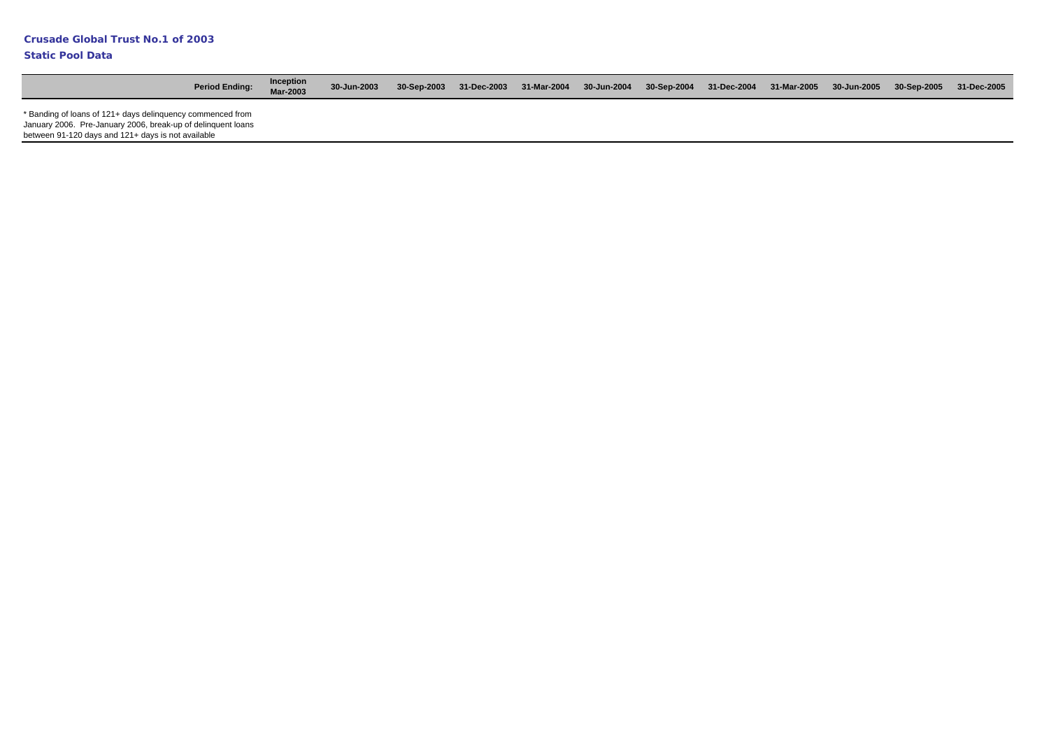**Crusade Global Trust No.1 of 2003**

**Static Pool Data**

| Period Ending: | Inception Mar-2003 | 30-Jun-2003 | 30-Sep-2003 | 31-Dec-2003 | 31-Mar-2004 | 30-Jun-2004 | 30-Sep-2004 | 31-Dec-2004 | 31-Mar-2005 | 30-Jun-2005 | 30-Sep-2005 | 31-Dec-2005 |
|---|---|---|---|---|---|---|---|---|---|---|---|---|

* Banding of loans of 121+ days delinquency commenced from January 2006. Pre-January 2006, break-up of delinquent loans between 91-120 days and 121+ days is not available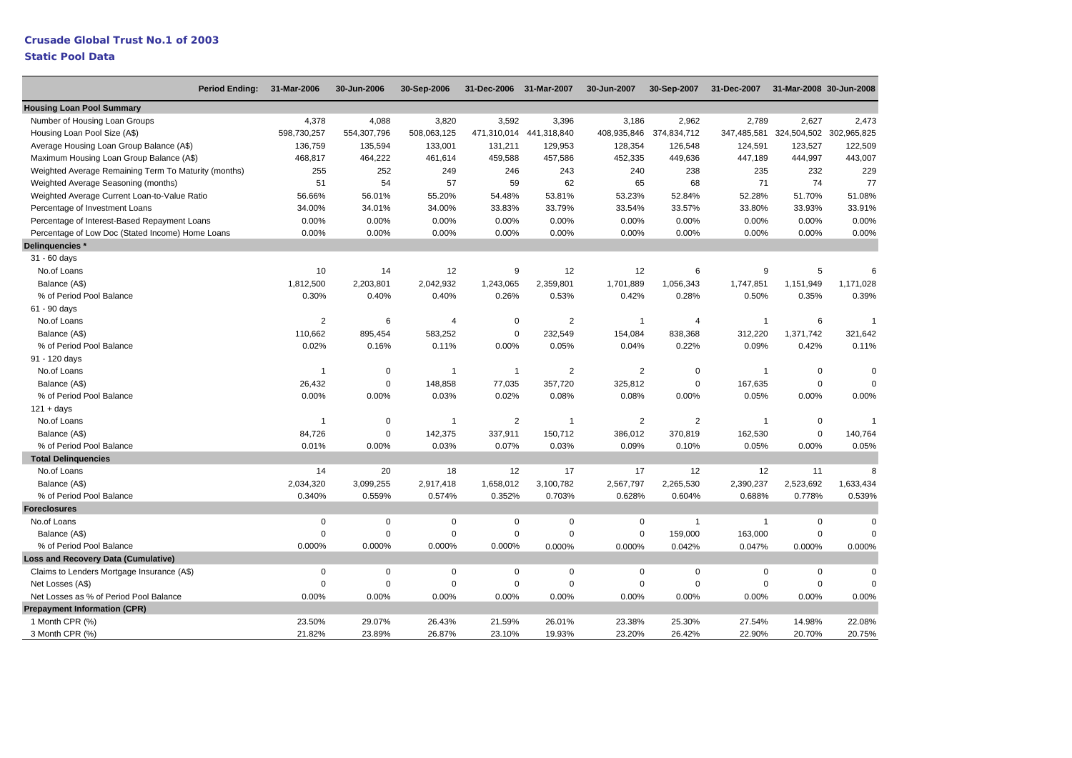**Crusade Global Trust No.1 of 2003**

**Static Pool Data**

| Period Ending: | 31-Mar-2006 | 30-Jun-2006 | 30-Sep-2006 | 31-Dec-2006 | 31-Mar-2007 | 30-Jun-2007 | 30-Sep-2007 | 31-Dec-2007 | 31-Mar-2008 | 30-Jun-2008 |
|---|---|---|---|---|---|---|---|---|---|---|
| **Housing Loan Pool Summary** | | | | | | | | | | |
| Number of Housing Loan Groups | 4,378 | 4,088 | 3,820 | 3,592 | 3,396 | 3,186 | 2,962 | 2,789 | 2,627 | 2,473 |
| Housing Loan Pool Size (A$) | 598,730,257 | 554,307,796 | 508,063,125 | 471,310,014 | 441,318,840 | 408,935,846 | 374,834,712 | 347,485,581 | 324,504,502 | 302,965,825 |
| Average Housing Loan Group Balance (A$) | 136,759 | 135,594 | 133,001 | 131,211 | 129,953 | 128,354 | 126,548 | 124,591 | 123,527 | 122,509 |
| Maximum Housing Loan Group Balance (A$) | 468,817 | 464,222 | 461,614 | 459,588 | 457,586 | 452,335 | 449,636 | 447,189 | 444,997 | 443,007 |
| Weighted Average Remaining Term To Maturity (months) | 255 | 252 | 249 | 246 | 243 | 240 | 238 | 235 | 232 | 229 |
| Weighted Average Seasoning (months) | 51 | 54 | 57 | 59 | 62 | 65 | 68 | 71 | 74 | 77 |
| Weighted Average Current Loan-to-Value Ratio | 56.66% | 56.01% | 55.20% | 54.48% | 53.81% | 53.23% | 52.84% | 52.28% | 51.70% | 51.08% |
| Percentage of Investment Loans | 34.00% | 34.01% | 34.00% | 33.83% | 33.79% | 33.54% | 33.57% | 33.80% | 33.93% | 33.91% |
| Percentage of Interest-Based Repayment Loans | 0.00% | 0.00% | 0.00% | 0.00% | 0.00% | 0.00% | 0.00% | 0.00% | 0.00% | 0.00% |
| Percentage of Low Doc (Stated Income) Home Loans | 0.00% | 0.00% | 0.00% | 0.00% | 0.00% | 0.00% | 0.00% | 0.00% | 0.00% | 0.00% |
| **Delinquencies *** | | | | | | | | | | |
| 31 - 60 days | | | | | | | | | | |
| No.of Loans | 10 | 14 | 12 | 9 | 12 | 12 | 6 | 9 | 5 | 6 |
| Balance (A$) | 1,812,500 | 2,203,801 | 2,042,932 | 1,243,065 | 2,359,801 | 1,701,889 | 1,056,343 | 1,747,851 | 1,151,949 | 1,171,028 |
| % of Period Pool Balance | 0.30% | 0.40% | 0.40% | 0.26% | 0.53% | 0.42% | 0.28% | 0.50% | 0.35% | 0.39% |
| 61 - 90 days | | | | | | | | | | |
| No.of Loans | 2 | 6 | 4 | 0 | 2 | 1 | 4 | 1 | 6 | 1 |
| Balance (A$) | 110,662 | 895,454 | 583,252 | 0 | 232,549 | 154,084 | 838,368 | 312,220 | 1,371,742 | 321,642 |
| % of Period Pool Balance | 0.02% | 0.16% | 0.11% | 0.00% | 0.05% | 0.04% | 0.22% | 0.09% | 0.42% | 0.11% |
| 91 - 120 days | | | | | | | | | | |
| No.of Loans | 1 | 0 | 1 | 1 | 2 | 2 | 0 | 1 | 0 | 0 |
| Balance (A$) | 26,432 | 0 | 148,858 | 77,035 | 357,720 | 325,812 | 0 | 167,635 | 0 | 0 |
| % of Period Pool Balance | 0.00% | 0.00% | 0.03% | 0.02% | 0.08% | 0.08% | 0.00% | 0.05% | 0.00% | 0.00% |
| 121 + days | | | | | | | | | | |
| No.of Loans | 1 | 0 | 1 | 2 | 1 | 2 | 2 | 1 | 0 | 1 |
| Balance (A$) | 84,726 | 0 | 142,375 | 337,911 | 150,712 | 386,012 | 370,819 | 162,530 | 0 | 140,764 |
| % of Period Pool Balance | 0.01% | 0.00% | 0.03% | 0.07% | 0.03% | 0.09% | 0.10% | 0.05% | 0.00% | 0.05% |
| **Total Delinquencies** | | | | | | | | | | |
| No.of Loans | 14 | 20 | 18 | 12 | 17 | 17 | 12 | 12 | 11 | 8 |
| Balance (A$) | 2,034,320 | 3,099,255 | 2,917,418 | 1,658,012 | 3,100,782 | 2,567,797 | 2,265,530 | 2,390,237 | 2,523,692 | 1,633,434 |
| % of Period Pool Balance | 0.340% | 0.559% | 0.574% | 0.352% | 0.703% | 0.628% | 0.604% | 0.688% | 0.778% | 0.539% |
| **Foreclosures** | | | | | | | | | | |
| No.of Loans | 0 | 0 | 0 | 0 | 0 | 0 | 1 | 1 | 0 | 0 |
| Balance (A$) | 0 | 0 | 0 | 0 | 0 | 0 | 159,000 | 163,000 | 0 | 0 |
| % of Period Pool Balance | 0.000% | 0.000% | 0.000% | 0.000% | 0.000% | 0.000% | 0.042% | 0.047% | 0.000% | 0.000% |
| **Loss and Recovery Data (Cumulative)** | | | | | | | | | | |
| Claims to Lenders Mortgage Insurance (A$) | 0 | 0 | 0 | 0 | 0 | 0 | 0 | 0 | 0 | 0 |
| Net Losses (A$) | 0 | 0 | 0 | 0 | 0 | 0 | 0 | 0 | 0 | 0 |
| Net Losses as % of Period Pool Balance | 0.00% | 0.00% | 0.00% | 0.00% | 0.00% | 0.00% | 0.00% | 0.00% | 0.00% | 0.00% |
| **Prepayment Information (CPR)** | | | | | | | | | | |
| 1 Month CPR (%) | 23.50% | 29.07% | 26.43% | 21.59% | 26.01% | 23.38% | 25.30% | 27.54% | 14.98% | 22.08% |
| 3 Month CPR (%) | 21.82% | 23.89% | 26.87% | 23.10% | 19.93% | 23.20% | 26.42% | 22.90% | 20.70% | 20.75% |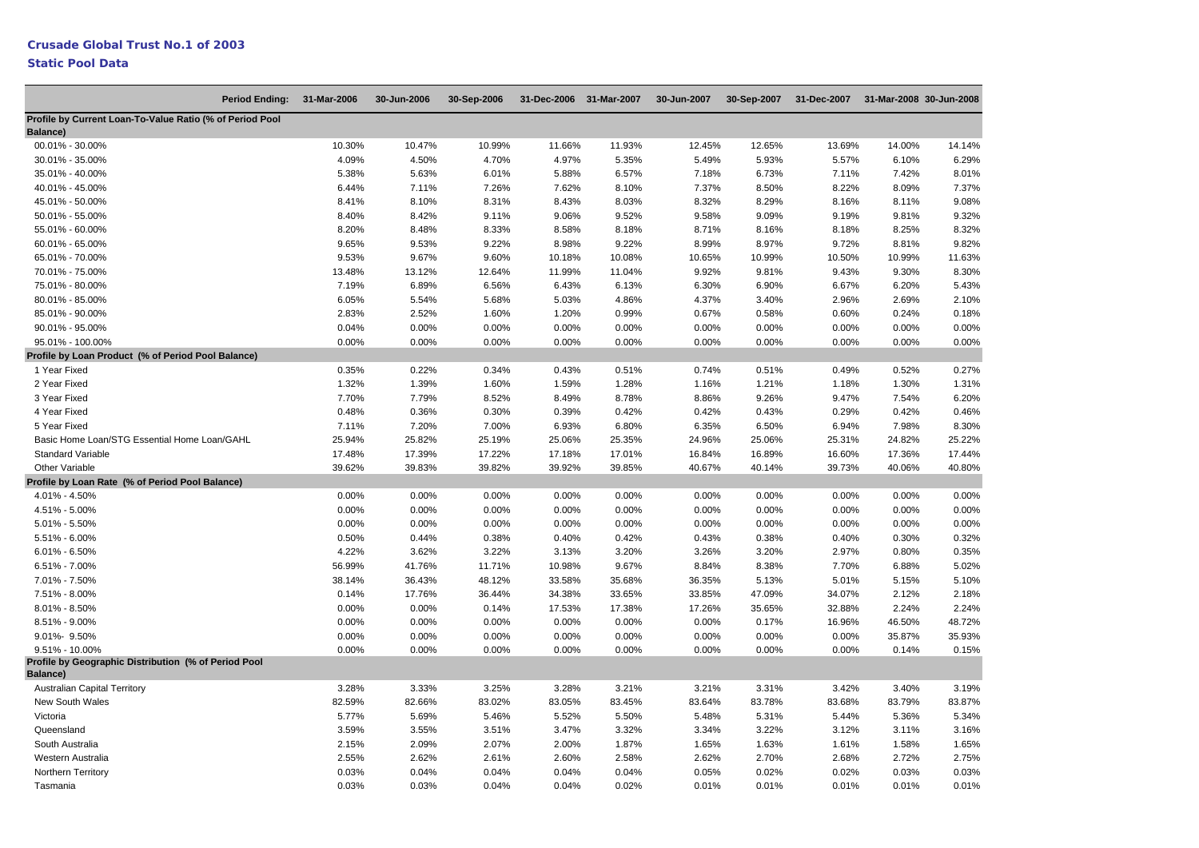## Crusade Global Trust No.1 of 2003

### Static Pool Data

| Period Ending: | 31-Mar-2006 | 30-Jun-2006 | 30-Sep-2006 | 31-Dec-2006 | 31-Mar-2007 | 30-Jun-2007 | 30-Sep-2007 | 31-Dec-2007 | 31-Mar-2008 | 30-Jun-2008 |
|---|---|---|---|---|---|---|---|---|---|---|
| **Profile by Current Loan-To-Value Ratio (% of Period Pool Balance)** | | | | | | | | | | |
| 00.01% - 30.00% | 10.30% | 10.47% | 10.99% | 11.66% | 11.93% | 12.45% | 12.65% | 13.69% | 14.00% | 14.14% |
| 30.01% - 35.00% | 4.09% | 4.50% | 4.70% | 4.97% | 5.35% | 5.49% | 5.93% | 5.57% | 6.10% | 6.29% |
| 35.01% - 40.00% | 5.38% | 5.63% | 6.01% | 5.88% | 6.57% | 7.18% | 6.73% | 7.11% | 7.42% | 8.01% |
| 40.01% - 45.00% | 6.44% | 7.11% | 7.26% | 7.62% | 8.10% | 7.37% | 8.50% | 8.22% | 8.09% | 7.37% |
| 45.01% - 50.00% | 8.41% | 8.10% | 8.31% | 8.43% | 8.03% | 8.32% | 8.29% | 8.16% | 8.11% | 9.08% |
| 50.01% - 55.00% | 8.40% | 8.42% | 9.11% | 9.06% | 9.52% | 9.58% | 9.09% | 9.19% | 9.81% | 9.32% |
| 55.01% - 60.00% | 8.20% | 8.48% | 8.33% | 8.58% | 8.18% | 8.71% | 8.16% | 8.18% | 8.25% | 8.32% |
| 60.01% - 65.00% | 9.65% | 9.53% | 9.22% | 8.98% | 9.22% | 8.99% | 8.97% | 9.72% | 8.81% | 9.82% |
| 65.01% - 70.00% | 9.53% | 9.67% | 9.60% | 10.18% | 10.08% | 10.65% | 10.99% | 10.50% | 10.99% | 11.63% |
| 70.01% - 75.00% | 13.48% | 13.12% | 12.64% | 11.99% | 11.04% | 9.92% | 9.81% | 9.43% | 9.30% | 8.30% |
| 75.01% - 80.00% | 7.19% | 6.89% | 6.56% | 6.43% | 6.13% | 6.30% | 6.90% | 6.67% | 6.20% | 5.43% |
| 80.01% - 85.00% | 6.05% | 5.54% | 5.68% | 5.03% | 4.86% | 4.37% | 3.40% | 2.96% | 2.69% | 2.10% |
| 85.01% - 90.00% | 2.83% | 2.52% | 1.60% | 1.20% | 0.99% | 0.67% | 0.58% | 0.60% | 0.24% | 0.18% |
| 90.01% - 95.00% | 0.04% | 0.00% | 0.00% | 0.00% | 0.00% | 0.00% | 0.00% | 0.00% | 0.00% | 0.00% |
| 95.01% - 100.00% | 0.00% | 0.00% | 0.00% | 0.00% | 0.00% | 0.00% | 0.00% | 0.00% | 0.00% | 0.00% |
| **Profile by Loan Product (% of Period Pool Balance)** | | | | | | | | | | |
| 1 Year Fixed | 0.35% | 0.22% | 0.34% | 0.43% | 0.51% | 0.74% | 0.51% | 0.49% | 0.52% | 0.27% |
| 2 Year Fixed | 1.32% | 1.39% | 1.60% | 1.59% | 1.28% | 1.16% | 1.21% | 1.18% | 1.30% | 1.31% |
| 3 Year Fixed | 7.70% | 7.79% | 8.52% | 8.49% | 8.78% | 8.86% | 9.26% | 9.47% | 7.54% | 6.20% |
| 4 Year Fixed | 0.48% | 0.36% | 0.30% | 0.39% | 0.42% | 0.42% | 0.43% | 0.29% | 0.42% | 0.46% |
| 5 Year Fixed | 7.11% | 7.20% | 7.00% | 6.93% | 6.80% | 6.35% | 6.50% | 6.94% | 7.98% | 8.30% |
| Basic Home Loan/STG Essential Home Loan/GAHL | 25.94% | 25.82% | 25.19% | 25.06% | 25.35% | 24.96% | 25.06% | 25.31% | 24.82% | 25.22% |
| Standard Variable | 17.48% | 17.39% | 17.22% | 17.18% | 17.01% | 16.84% | 16.89% | 16.60% | 17.36% | 17.44% |
| Other Variable | 39.62% | 39.83% | 39.82% | 39.92% | 39.85% | 40.67% | 40.14% | 39.73% | 40.06% | 40.80% |
| **Profile by Loan Rate (% of Period Pool Balance)** | | | | | | | | | | |
| 4.01% - 4.50% | 0.00% | 0.00% | 0.00% | 0.00% | 0.00% | 0.00% | 0.00% | 0.00% | 0.00% | 0.00% |
| 4.51% - 5.00% | 0.00% | 0.00% | 0.00% | 0.00% | 0.00% | 0.00% | 0.00% | 0.00% | 0.00% | 0.00% |
| 5.01% - 5.50% | 0.00% | 0.00% | 0.00% | 0.00% | 0.00% | 0.00% | 0.00% | 0.00% | 0.00% | 0.00% |
| 5.51% - 6.00% | 0.50% | 0.44% | 0.38% | 0.40% | 0.42% | 0.43% | 0.38% | 0.40% | 0.30% | 0.32% |
| 6.01% - 6.50% | 4.22% | 3.62% | 3.22% | 3.13% | 3.20% | 3.26% | 3.20% | 2.97% | 0.80% | 0.35% |
| 6.51% - 7.00% | 56.99% | 41.76% | 11.71% | 10.98% | 9.67% | 8.84% | 8.38% | 7.70% | 6.88% | 5.02% |
| 7.01% - 7.50% | 38.14% | 36.43% | 48.12% | 33.58% | 35.68% | 36.35% | 5.13% | 5.01% | 5.15% | 5.10% |
| 7.51% - 8.00% | 0.14% | 17.76% | 36.44% | 34.38% | 33.65% | 33.85% | 47.09% | 34.07% | 2.12% | 2.18% |
| 8.01% - 8.50% | 0.00% | 0.00% | 0.14% | 17.53% | 17.38% | 17.26% | 35.65% | 32.88% | 2.24% | 2.24% |
| 8.51% - 9.00% | 0.00% | 0.00% | 0.00% | 0.00% | 0.00% | 0.00% | 0.17% | 16.96% | 46.50% | 48.72% |
| 9.01%- 9.50% | 0.00% | 0.00% | 0.00% | 0.00% | 0.00% | 0.00% | 0.00% | 0.00% | 35.87% | 35.93% |
| 9.51% - 10.00% | 0.00% | 0.00% | 0.00% | 0.00% | 0.00% | 0.00% | 0.00% | 0.00% | 0.14% | 0.15% |
| **Profile by Geographic Distribution (% of Period Pool Balance)** | | | | | | | | | | |
| Australian Capital Territory | 3.28% | 3.33% | 3.25% | 3.28% | 3.21% | 3.21% | 3.31% | 3.42% | 3.40% | 3.19% |
| New South Wales | 82.59% | 82.66% | 83.02% | 83.05% | 83.45% | 83.64% | 83.78% | 83.68% | 83.79% | 83.87% |
| Victoria | 5.77% | 5.69% | 5.46% | 5.52% | 5.50% | 5.48% | 5.31% | 5.44% | 5.36% | 5.34% |
| Queensland | 3.59% | 3.55% | 3.51% | 3.47% | 3.32% | 3.34% | 3.22% | 3.12% | 3.11% | 3.16% |
| South Australia | 2.15% | 2.09% | 2.07% | 2.00% | 1.87% | 1.65% | 1.63% | 1.61% | 1.58% | 1.65% |
| Western Australia | 2.55% | 2.62% | 2.61% | 2.60% | 2.58% | 2.62% | 2.70% | 2.68% | 2.72% | 2.75% |
| Northern Territory | 0.03% | 0.04% | 0.04% | 0.04% | 0.04% | 0.05% | 0.02% | 0.02% | 0.03% | 0.03% |
| Tasmania | 0.03% | 0.03% | 0.04% | 0.04% | 0.02% | 0.01% | 0.01% | 0.01% | 0.01% | 0.01% |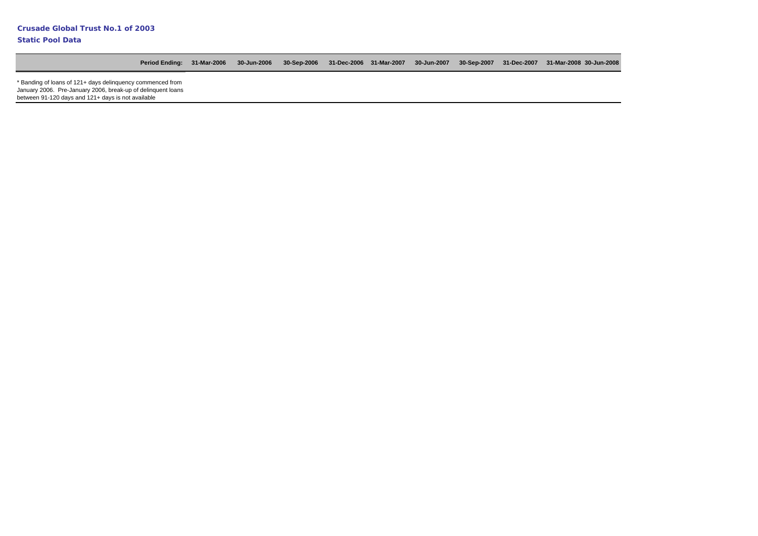**Crusade Global Trust No.1 of 2003**

**Static Pool Data**

| Period Ending: | 31-Mar-2006 | 30-Jun-2006 | 30-Sep-2006 | 31-Dec-2006 | 31-Mar-2007 | 30-Jun-2007 | 30-Sep-2007 | 31-Dec-2007 | 31-Mar-2008 | 30-Jun-2008 |
|---|---|---|---|---|---|---|---|---|---|---|

* Banding of loans of 121+ days delinquency commenced from January 2006. Pre-January 2006, break-up of delinquent loans between 91-120 days and 121+ days is not available